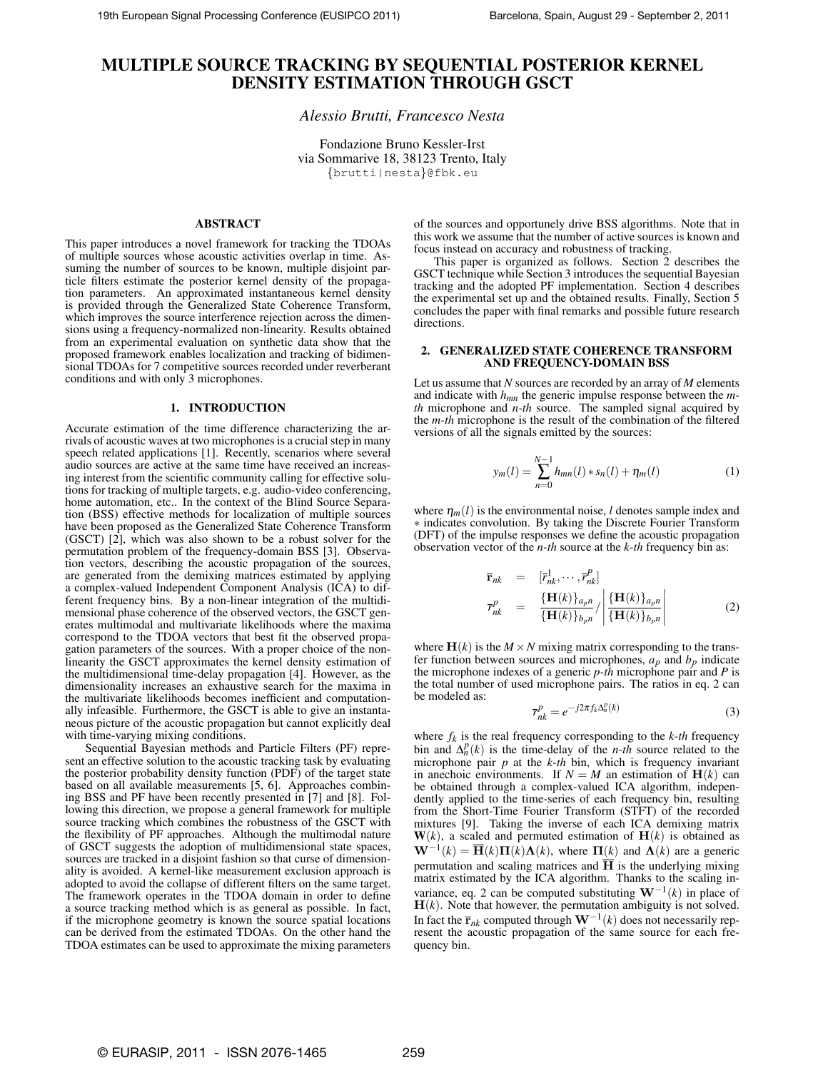# MULTIPLE SOURCE TRACKING BY SEQUENTIAL POSTERIOR KERNEL DENSITY ESTIMATION THROUGH GSCT

*Alessio Brutti, Francesco Nesta*

Fondazione Bruno Kessler-Irst
via Sommarive 18, 38123 Trento, Italy
{brutti|nesta}@fbk.eu

## ABSTRACT

This paper introduces a novel framework for tracking the TDOAs of multiple sources whose acoustic activities overlap in time. Assuming the number of sources to be known, multiple disjoint particle filters estimate the posterior kernel density of the propagation parameters. An approximated instantaneous kernel density is provided through the Generalized State Coherence Transform, which improves the source interference rejection across the dimensions using a frequency-normalized non-linearity. Results obtained from an experimental evaluation on synthetic data show that the proposed framework enables localization and tracking of bidimensional TDOAs for 7 competitive sources recorded under reverberant conditions and with only 3 microphones.

## 1. INTRODUCTION

Accurate estimation of the time difference characterizing the arrivals of acoustic waves at two microphones is a crucial step in many speech related applications [1]. Recently, scenarios where several audio sources are active at the same time have received an increasing interest from the scientific community calling for effective solutions for tracking of multiple targets, e.g. audio-video conferencing, home automation, etc.. In the context of the Blind Source Separation (BSS) effective methods for localization of multiple sources have been proposed as the Generalized State Coherence Transform (GSCT) [2], which was also shown to be a robust solver for the permutation problem of the frequency-domain BSS [3]. Observation vectors, describing the acoustic propagation of the sources, are generated from the demixing matrices estimated by applying a complex-valued Independent Component Analysis (ICA) to different frequency bins. By a non-linear integration of the multidimensional phase coherence of the observed vectors, the GSCT generates multimodal and multivariate likelihoods where the maxima correspond to the TDOA vectors that best fit the observed propagation parameters of the sources. With a proper choice of the non-linearity the GSCT approximates the kernel density estimation of the multidimensional time-delay propagation [4]. However, as the dimensionality increases an exhaustive search for the maxima in the multivariate likelihoods becomes inefficient and computationally infeasible. Furthermore, the GSCT is able to give an instantaneous picture of the acoustic propagation but cannot explicitly deal with time-varying mixing conditions.

Sequential Bayesian methods and Particle Filters (PF) represent an effective solution to the acoustic tracking task by evaluating the posterior probability density function (PDF) of the target state based on all available measurements [5, 6]. Approaches combining BSS and PF have been recently presented in [7] and [8]. Following this direction, we propose a general framework for multiple source tracking which combines the robustness of the GSCT with the flexibility of PF approaches. Although the multimodal nature of GSCT suggests the adoption of multidimensional state spaces, sources are tracked in a disjoint fashion so that curse of dimensionality is avoided. A kernel-like measurement exclusion approach is adopted to avoid the collapse of different filters on the same target. The framework operates in the TDOA domain in order to define a source tracking method which is as general as possible. In fact, if the microphone geometry is known the source spatial locations can be derived from the estimated TDOAs. On the other hand the TDOA estimates can be used to approximate the mixing parameters of the sources and opportunely drive BSS algorithms. Note that in this work we assume that the number of active sources is known and focus instead on accuracy and robustness of tracking.

This paper is organized as follows. Section 2 describes the GSCT technique while Section 3 introduces the sequential Bayesian tracking and the adopted PF implementation. Section 4 describes the experimental set up and the obtained results. Finally, Section 5 concludes the paper with final remarks and possible future research directions.

## 2. GENERALIZED STATE COHERENCE TRANSFORM AND FREQUENCY-DOMAIN BSS

Let us assume that $N$ sources are recorded by an array of $M$ elements and indicate with $h_{mn}$ the generic impulse response between the *m-th* microphone and *n-th* source. The sampled signal acquired by the *m-th* microphone is the result of the combination of the filtered versions of all the signals emitted by the sources:

$$y_m(l) = \sum_{n=0}^{N-1} h_{mn}(l) * s_n(l) + \eta_m(l) \tag{1}$$

where $\eta_m(l)$ is the environmental noise, $l$ denotes sample index and $*$ indicates convolution. By taking the Discrete Fourier Transform (DFT) of the impulse responses we define the acoustic propagation observation vector of the *n-th* source at the *k-th* frequency bin as:

$$\begin{aligned} \overline{\mathbf{r}}_{nk} &= [\overline{r}^1_{nk}, \cdots, \overline{r}^P_{nk}] \\ \overline{r}^p_{nk} &= \frac{\{\mathbf{H}(k)\}_{a_p n}}{\{\mathbf{H}(k)\}_{b_p n}} / \left| \frac{\{\mathbf{H}(k)\}_{a_p n}}{\{\mathbf{H}(k)\}_{b_p n}} \right| \end{aligned} \tag{2}$$

where $\mathbf{H}(k)$ is the $M \times N$ mixing matrix corresponding to the transfer function between sources and microphones, $a_p$ and $b_p$ indicate the microphone indexes of a generic *p-th* microphone pair and $P$ is the total number of used microphone pairs. The ratios in eq. 2 can be modeled as:

$$\overline{r}^p_{nk} = e^{-j2\pi f_k \Delta^p_n(k)} \tag{3}$$

where $f_k$ is the real frequency corresponding to the *k-th* frequency bin and $\Delta^p_n(k)$ is the time-delay of the *n-th* source related to the microphone pair $p$ at the *k-th* bin, which is frequency invariant in anechoic environments. If $N = M$ an estimation of $\mathbf{H}(k)$ can be obtained through a complex-valued ICA algorithm, independently applied to the time-series of each frequency bin, resulting from the Short-Time Fourier Transform (STFT) of the recorded mixtures [9]. Taking the inverse of each ICA demixing matrix $\mathbf{W}(k)$, a scaled and permuted estimation of $\mathbf{H}(k)$ is obtained as $\mathbf{W}^{-1}(k) = \overline{\mathbf{H}}(k)\mathbf{\Pi}(k)\mathbf{\Lambda}(k)$, where $\mathbf{\Pi}(k)$ and $\mathbf{\Lambda}(k)$ are a generic permutation and scaling matrices and $\overline{\mathbf{H}}$ is the underlying mixing matrix estimated by the ICA algorithm. Thanks to the scaling invariance, eq. 2 can be computed substituting $\mathbf{W}^{-1}(k)$ in place of $\mathbf{H}(k)$. Note that however, the permutation ambiguity is not solved. In fact the $\overline{\mathbf{r}}_{nk}$ computed through $\mathbf{W}^{-1}(k)$ does not necessarily represent the acoustic propagation of the same source for each frequency bin.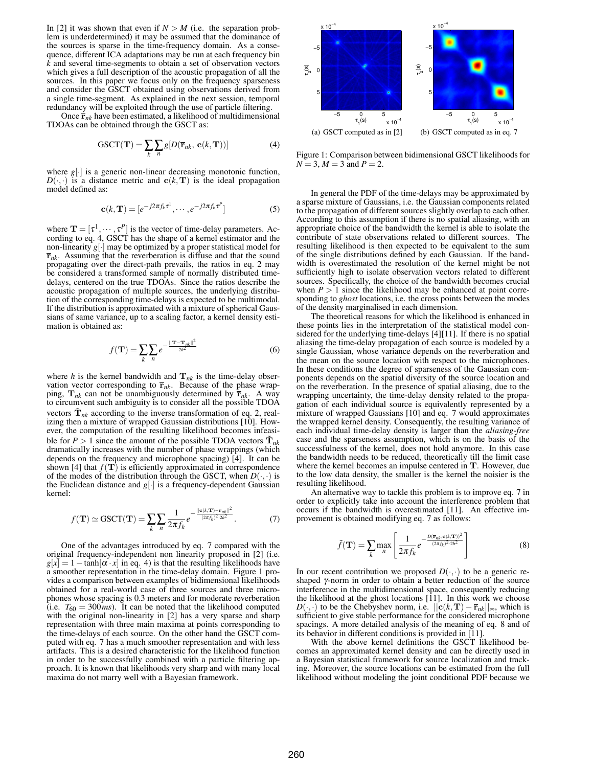In [2] it was shown that even if $N > M$ (i.e. the separation problem is underdetermined) it may be assumed that the dominance of the sources is sparse in the time-frequency domain. As a consequence, different ICA adaptations may be run at each frequency bin $k$ and several time-segments to obtain a set of observation vectors which gives a full description of the acoustic propagation of all the sources. In this paper we focus only on the frequency sparseness and consider the GSCT obtained using observations derived from a single time-segment. As explained in the next session, temporal redundancy will be exploited through the use of particle filtering.

Once $\overline{\mathbf{r}}_{nk}$ have been estimated, a likelihood of multidimensional TDOAs can be obtained through the GSCT as:

$$\mathrm{GSCT}(\mathbf{T}) = \sum_k \sum_n g[D(\overline{\mathbf{r}}_{nk},\ \mathbf{c}(k,\mathbf{T}))] \tag{4}$$

where $g[\cdot]$ is a generic non-linear decreasing monotonic function, $D(\cdot,\cdot)$ is a distance metric and $\mathbf{c}(k,\mathbf{T})$ is the ideal propagation model defined as:

$$\mathbf{c}(k,\mathbf{T}) = [e^{-j2\pi f_k \tau^1}, \cdots, e^{-j2\pi f_k \tau^P}] \tag{5}$$

where $\mathbf{T} = [\tau^1, \cdots, \tau^P]$ is the vector of time-delay parameters. According to eq. 4, GSCT has the shape of a kernel estimator and the non-linearity $g[\cdot]$ may be optimized by a proper statistical model for $\overline{\mathbf{r}}_{nk}$. Assuming that the reverberation is diffuse and that the sound propagating over the direct-path prevails, the ratios in eq. 2 may be considered a transformed sample of normally distributed time-delays, centered on the true TDOAs. Since the ratios describe the acoustic propagation of multiple sources, the underlying distribution of the corresponding time-delays is expected to be multimodal. If the distribution is approximated with a mixture of spherical Gaussians of same variance, up to a scaling factor, a kernel density estimation is obtained as:

$$f(\mathbf{T}) = \sum_k \sum_n e^{-\frac{||\mathbf{T}-\mathbf{T}_{nk}||^2}{2h^2}} \tag{6}$$

where $h$ is the kernel bandwidth and $\mathbf{T}_{nk}$ is the time-delay observation vector corresponding to $\overline{\mathbf{r}}_{nk}$. Because of the phase wrapping, $\mathbf{T}_{nk}$ can not be unambiguously determined by $\overline{\mathbf{r}}_{nk}$. A way to circumvent such ambiguity is to consider all the possible TDOA vectors $\tilde{\mathbf{T}}_{nk}$ according to the inverse transformation of eq. 2, realizing then a mixture of wrapped Gaussian distributions [10]. However, the computation of the resulting likelihood becomes infeasible for $P > 1$ since the amount of the possible TDOA vectors $\tilde{\mathbf{T}}_{nk}$ dramatically increases with the number of phase wrappings (which depends on the frequency and microphone spacing) [4]. It can be shown [4] that $f(\mathbf{T})$ is efficiently approximated in correspondence of the modes of the distribution through the GSCT, when $D(\cdot,\cdot)$ is the Euclidean distance and $g[\cdot]$ is a frequency-dependent Gaussian kernel:

$$f(\mathbf{T}) \simeq \mathrm{GSCT}(\mathbf{T}) = \sum_k \sum_n \frac{1}{2\pi f_k} e^{-\frac{||\mathbf{c}(k,\mathbf{T})-\overline{\mathbf{r}}_{nk}||^2}{(2\pi f_k)^2 \cdot 2h^2}}. \tag{7}$$

One of the advantages introduced by eq. 7 compared with the original frequency-independent non linearity proposed in [2] (i.e. $g[x] = 1 - \tanh[\alpha \cdot x]$ in eq. 4) is that the resulting likelihoods have a smoother representation in the time-delay domain. Figure 1 provides a comparison between examples of bidimensional likelihoods obtained for a real-world case of three sources and three microphones whose spacing is 0.3 meters and for moderate reverberation (i.e. $T_{60} = 300ms$). It can be noted that the likelihood computed with the original non-linearity in [2] has a very sparse and sharp representation with three main maxima at points corresponding to the time-delays of each source. On the other hand the GSCT computed with eq. 7 has a much smoother representation and with less artifacts. This is a desired characteristic for the likelihood function in order to be successfully combined with a particle filtering approach. It is known that likelihoods very sharp and with many local maxima do not marry well with a Bayesian framework.

(a) GSCT computed as in [2] (b) GSCT computed as in eq. 7

Figure 1: Comparison between bidimensional GSCT likelihoods for $N = 3$, $M = 3$ and $P = 2$.

In general the PDF of the time-delays may be approximated by a sparse mixture of Gaussians, i.e. the Gaussian components related to the propagation of different sources slightly overlap to each other. According to this assumption if there is no spatial aliasing, with an appropriate choice of the bandwidth the kernel is able to isolate the contribute of state observations related to different sources. The resulting likelihood is then expected to be equivalent to the sum of the single distributions defined by each Gaussian. If the bandwidth is overestimated the resolution of the kernel might be not sufficiently high to isolate observation vectors related to different sources. Specifically, the choice of the bandwidth becomes crucial when $P > 1$ since the likelihood may be enhanced at point corresponding to *ghost* locations, i.e. the cross points between the modes of the density marginalised in each dimension.

The theoretical reasons for which the likelihood is enhanced in these points lies in the interpretation of the statistical model considered for the underlying time-delays [4][11]. If there is no spatial aliasing the time-delay propagation of each source is modeled by a single Gaussian, whose variance depends on the reverberation and the mean on the source location with respect to the microphones. In these conditions the degree of sparseness of the Gaussian components depends on the spatial diversity of the source location and on the reverberation. In the presence of spatial aliasing, due to the wrapping uncertainty, the time-delay density related to the propagation of each individual source is equivalently represented by a mixture of wrapped Gaussians [10] and eq. 7 would approximates the wrapped kernel density. Consequently, the resulting variance of each individual time-delay density is larger than the *aliasing-free* case and the sparseness assumption, which is on the basis of the successfulness of the kernel, does not hold anymore. In this case the bandwidth needs to be reduced, theoretically till the limit case where the kernel becomes an impulse centered in $\mathbf{T}$. However, due to the low data density, the smaller is the kernel the noisier is the resulting likelihood.

An alternative way to tackle this problem is to improve eq. 7 in order to explicitly take into account the interference problem that occurs if the bandwidth is overestimated [11]. An effective improvement is obtained modifying eq. 7 as follows:

$$\tilde{f}(\mathbf{T}) = \sum_k \max_n \left[ \frac{1}{2\pi f_k} e^{-\frac{D(\overline{\mathbf{r}}_{nk},\mathbf{c}(k,\mathbf{T}))^2}{(2\pi f_k)^2 \cdot 2h^2}} \right] \tag{8}$$

In our recent contribution we proposed $D(\cdot,\cdot)$ to be a generic reshaped $\gamma$-norm in order to obtain a better reduction of the source interference in the multidimensional space, consequently reducing the likelihood at the ghost locations [11]. In this work we choose $D(\cdot,\cdot)$ to be the Chebyshev norm, i.e. $||\mathbf{c}(k,\mathbf{T}) - \overline{\mathbf{r}}_{nk}||_\infty$, which is sufficient to give stable performance for the considered microphone spacings. A more detailed analysis of the meaning of eq. 8 and of its behavior in different conditions is provided in [11].

With the above kernel definitions the GSCT likelihood becomes an approximated kernel density and can be directly used in a Bayesian statistical framework for source localization and tracking. Moreover, the source locations can be estimated from the full likelihood without modeling the joint conditional PDF because we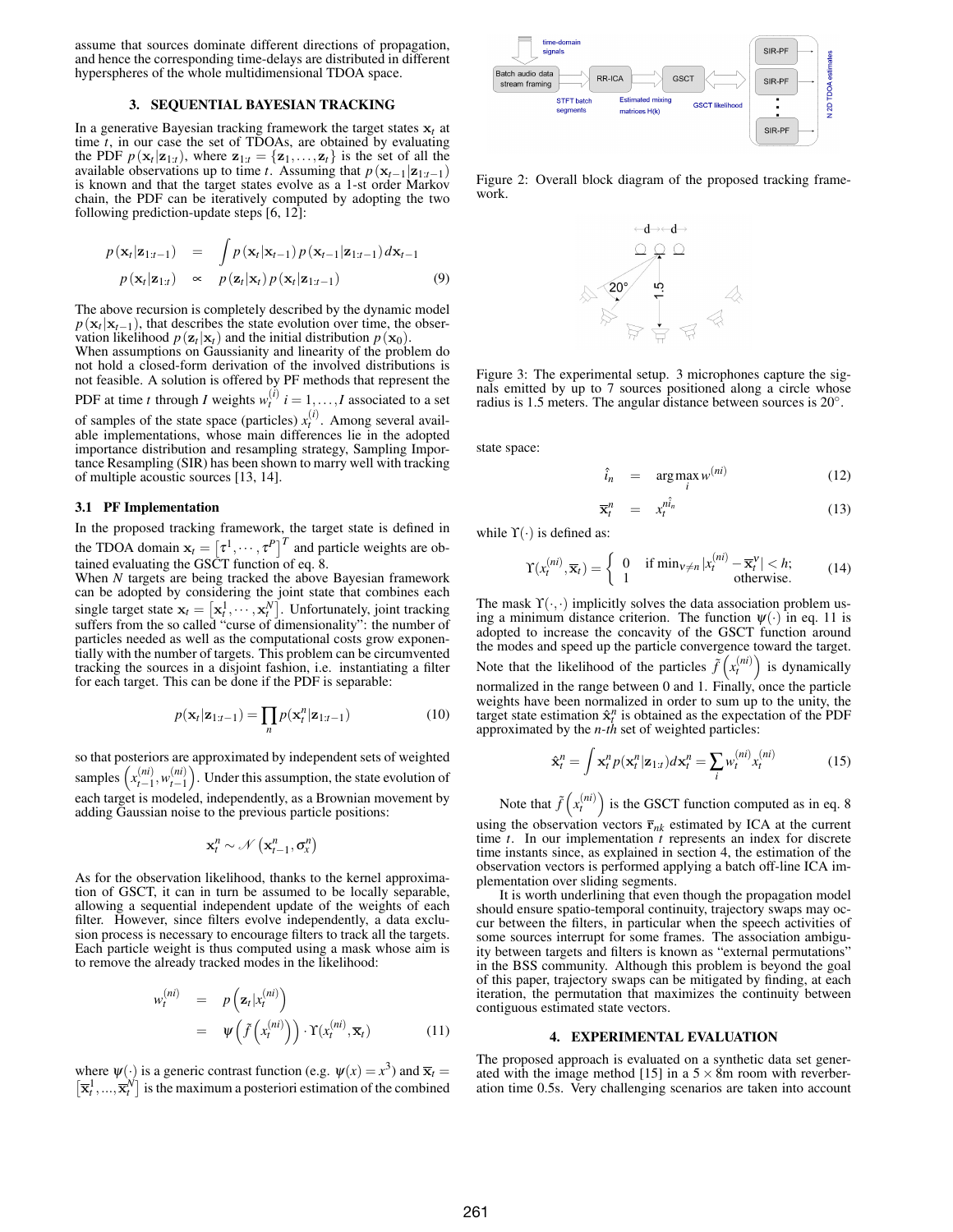assume that sources dominate different directions of propagation, and hence the corresponding time-delays are distributed in different hyperspheres of the whole multidimensional TDOA space.

## 3. SEQUENTIAL BAYESIAN TRACKING

In a generative Bayesian tracking framework the target states $\mathbf{x}_t$ at time $t$, in our case the set of TDOAs, are obtained by evaluating the PDF $p(\mathbf{x}_t|\mathbf{z}_{1:t})$, where $\mathbf{z}_{1:t} = \{\mathbf{z}_1, \ldots, \mathbf{z}_t\}$ is the set of all the available observations up to time $t$. Assuming that $p(\mathbf{x}_{t-1}|\mathbf{z}_{1:t-1})$ is known and that the target states evolve as a 1-st order Markov chain, the PDF can be iteratively computed by adopting the two following prediction-update steps [6, 12]:

$$
\begin{aligned}
p(\mathbf{x}_t|\mathbf{z}_{1:t-1}) &= \int p(\mathbf{x}_t|\mathbf{x}_{t-1})\, p(\mathbf{x}_{t-1}|\mathbf{z}_{1:t-1})\, d\mathbf{x}_{t-1} \\
p(\mathbf{x}_t|\mathbf{z}_{1:t}) &\propto p(\mathbf{z}_t|\mathbf{x}_t)\, p(\mathbf{x}_t|\mathbf{z}_{1:t-1})
\end{aligned}
\tag{9}
$$

The above recursion is completely described by the dynamic model $p(\mathbf{x}_t|\mathbf{x}_{t-1})$, that describes the state evolution over time, the observation likelihood $p(\mathbf{z}_t|\mathbf{x}_t)$ and the initial distribution $p(\mathbf{x}_0)$.
When assumptions on Gaussianity and linearity of the problem do not hold a closed-form derivation of the involved distributions is not feasible. A solution is offered by PF methods that represent the PDF at time $t$ through $I$ weights $w_t^{(i)}$ $i = 1, \ldots, I$ associated to a set of samples of the state space (particles) $x_t^{(i)}$. Among several available implementations, whose main differences lie in the adopted importance distribution and resampling strategy, Sampling Importance Resampling (SIR) has been shown to marry well with tracking of multiple acoustic sources [13, 14].

### 3.1 PF Implementation

In the proposed tracking framework, the target state is defined in the TDOA domain $\mathbf{x}_t = \left[\tau^1, \cdots, \tau^P\right]^T$ and particle weights are obtained evaluating the GSCT function of eq. 8.
When $N$ targets are being tracked the above Bayesian framework can be adopted by considering the joint state that combines each single target state $\mathbf{x}_t = \left[\mathbf{x}_t^1, \cdots, \mathbf{x}_t^N\right]$. Unfortunately, joint tracking suffers from the so called "curse of dimensionality": the number of particles needed as well as the computational costs grow exponentially with the number of targets. This problem can be circumvented tracking the sources in a disjoint fashion, i.e. instantiating a filter for each target. This can be done if the PDF is separable:

$$
p(\mathbf{x}_t|\mathbf{z}_{1:t-1}) = \prod_n p(\mathbf{x}_t^n|\mathbf{z}_{1:t-1}) \tag{10}
$$

so that posteriors are approximated by independent sets of weighted samples $\left(x_{t-1}^{(ni)}, w_{t-1}^{(ni)}\right)$. Under this assumption, the state evolution of each target is modeled, independently, as a Brownian movement by adding Gaussian noise to the previous particle positions:

$$
\mathbf{x}_t^n \sim \mathcal{N}\left(\mathbf{x}_{t-1}^n, \sigma_x^n\right)
$$

As for the observation likelihood, thanks to the kernel approximation of GSCT, it can in turn be assumed to be locally separable, allowing a sequential independent update of the weights of each filter. However, since filters evolve independently, a data exclusion process is necessary to encourage filters to track all the targets. Each particle weight is thus computed using a mask whose aim is to remove the already tracked modes in the likelihood:

$$
\begin{aligned}
w_t^{(ni)} &= p\left(\mathbf{z}_t|x_t^{(ni)}\right) \\
&= \psi\left(\tilde{f}\left(x_t^{(ni)}\right)\right) \cdot \Upsilon(x_t^{(ni)}, \overline{\mathbf{x}}_t)
\end{aligned}
\tag{11}
$$

where $\psi(\cdot)$ is a generic contrast function (e.g. $\psi(x) = x^3$) and $\overline{\mathbf{x}}_t = \left[\overline{\mathbf{x}}_t^1, \ldots, \overline{\mathbf{x}}_t^N\right]$ is the maximum a posteriori estimation of the combined state space:

$$
\begin{aligned}
\hat{i}_n &= \arg\max_i w^{(ni)} && (12) \\
\overline{\mathbf{x}}_t^n &= x_t^{n\hat{i}_n} && (13)
\end{aligned}
$$

while $\Upsilon(\cdot)$ is defined as:

$$
\Upsilon(x_t^{(ni)}, \overline{\mathbf{x}}_t) = \begin{cases} 0 & \text{if } \min_{\nu \neq n} |x_t^{(ni)} - \overline{\mathbf{x}}_t^\nu| < h; \\ 1 & \text{otherwise.} \end{cases} \tag{14}
$$

The mask $\Upsilon(\cdot,\cdot)$ implicitly solves the data association problem using a minimum distance criterion. The function $\psi(\cdot)$ in eq. 11 is adopted to increase the concavity of the GSCT function around the modes and speed up the particle convergence toward the target. Note that the likelihood of the particles $\tilde{f}\left(x_t^{(ni)}\right)$ is dynamically normalized in the range between 0 and 1. Finally, once the particle weights have been normalized in order to sum up to the unity, the target state estimation $\hat{\mathbf{x}}_t^n$ is obtained as the expectation of the PDF approximated by the *n-th* set of weighted particles:

$$
\hat{\mathbf{x}}_t^n = \int \mathbf{x}_t^n p(\mathbf{x}_t^n|\mathbf{z}_{1:t}) d\mathbf{x}_t^n = \sum_i w_t^{(ni)} x_t^{(ni)} \tag{15}
$$

Note that $\tilde{f}\left(x_t^{(ni)}\right)$ is the GSCT function computed as in eq. 8 using the observation vectors $\overline{\mathbf{r}}_{nk}$ estimated by ICA at the current time $t$. In our implementation $t$ represents an index for discrete time instants since, as explained in section 4, the estimation of the observation vectors is performed applying a batch off-line ICA implementation over sliding segments.

It is worth underlining that even though the propagation model should ensure spatio-temporal continuity, trajectory swaps may occur between the filters, in particular when the speech activities of some sources interrupt for some frames. The association ambiguity between targets and filters is known as "external permutations" in the BSS community. Although this problem is beyond the goal of this paper, trajectory swaps can be mitigated by finding, at each iteration, the permutation that maximizes the continuity between contiguous estimated state vectors.

Figure 2: Overall block diagram of the proposed tracking framework.

Figure 3: The experimental setup. 3 microphones capture the signals emitted by up to 7 sources positioned along a circle whose radius is 1.5 meters. The angular distance between sources is 20°.

## 4. EXPERIMENTAL EVALUATION

The proposed approach is evaluated on a synthetic data set generated with the image method [15] in a $5 \times 8$m room with reverberation time 0.5s. Very challenging scenarios are taken into account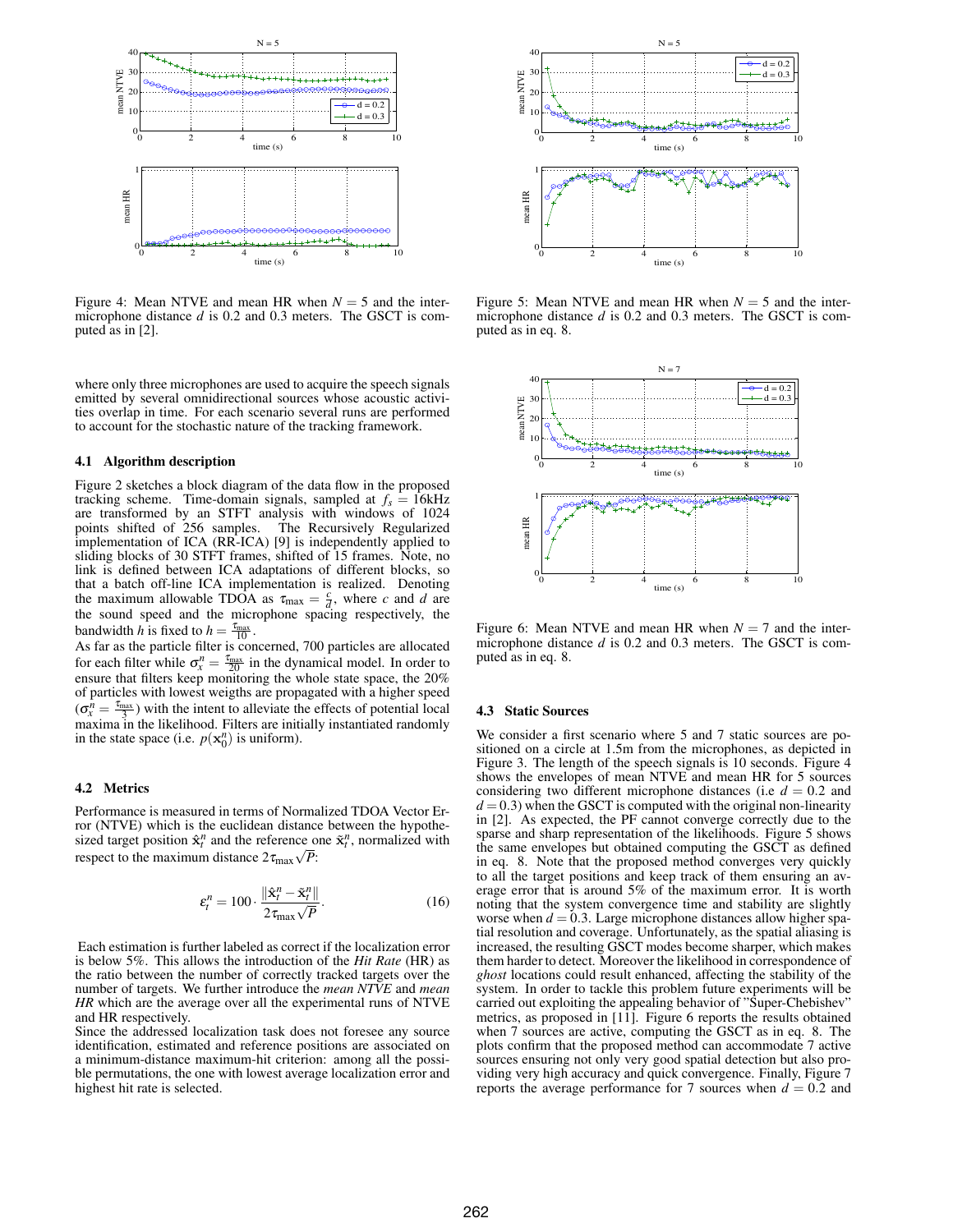Figure 4: Mean NTVE and mean HR when $N = 5$ and the inter-microphone distance $d$ is 0.2 and 0.3 meters. The GSCT is computed as in [2].

Figure 5: Mean NTVE and mean HR when $N = 5$ and the inter-microphone distance $d$ is 0.2 and 0.3 meters. The GSCT is computed as in eq. 8.

Figure 6: Mean NTVE and mean HR when $N = 7$ and the inter-microphone distance $d$ is 0.2 and 0.3 meters. The GSCT is computed as in eq. 8.

where only three microphones are used to acquire the speech signals emitted by several omnidirectional sources whose acoustic activities overlap in time. For each scenario several runs are performed to account for the stochastic nature of the tracking framework.

### 4.1 Algorithm description

Figure 2 sketches a block diagram of the data flow in the proposed tracking scheme. Time-domain signals, sampled at $f_s = 16$kHz are transformed by an STFT analysis with windows of 1024 points shifted of 256 samples. The Recursively Regularized implementation of ICA (RR-ICA) [9] is independently applied to sliding blocks of 30 STFT frames, shifted of 15 frames. Note, no link is defined between ICA adaptations of different blocks, so that a batch off-line ICA implementation is realized. Denoting the maximum allowable TDOA as $\tau_{\max} = \frac{c}{d}$, where $c$ and $d$ are the sound speed and the microphone spacing respectively, the bandwidth $h$ is fixed to $h = \frac{\tau_{\max}}{10}$.
As far as the particle filter is concerned, 700 particles are allocated for each filter while $\sigma_x^n = \frac{\tau_{\max}}{20}$ in the dynamical model. In order to ensure that filters keep monitoring the whole state space, the 20% of particles with lowest weigths are propagated with a higher speed ($\sigma_x^n = \frac{\tau_{\max}}{3}$) with the intent to alleviate the effects of potential local maxima in the likelihood. Filters are initially instantiated randomly in the state space (i.e. $p(\mathbf{x}_0^n)$ is uniform).

### 4.2 Metrics

Performance is measured in terms of Normalized TDOA Vector Error (NTVE) which is the euclidean distance between the hypothesized target position $\hat{\mathbf{x}}_t^n$ and the reference one $\tilde{\mathbf{x}}_t^n$, normalized with respect to the maximum distance $2\tau_{\max}\sqrt{P}$:

$$\varepsilon_t^n = 100 \cdot \frac{\|\hat{\mathbf{x}}_t^n - \tilde{\mathbf{x}}_t^n\|}{2\tau_{\max}\sqrt{P}}. \qquad (16)$$

Each estimation is further labeled as correct if the localization error is below 5%. This allows the introduction of the *Hit Rate* (HR) as the ratio between the number of correctly tracked targets over the number of targets. We further introduce the *mean NTVE* and *mean HR* which are the average over all the experimental runs of NTVE and HR respectively.
Since the addressed localization task does not foresee any source identification, estimated and reference positions are associated on a minimum-distance maximum-hit criterion: among all the possible permutations, the one with lowest average localization error and highest hit rate is selected.

### 4.3 Static Sources

We consider a first scenario where 5 and 7 static sources are positioned on a circle at 1.5m from the microphones, as depicted in Figure 3. The length of the speech signals is 10 seconds. Figure 4 shows the envelopes of mean NTVE and mean HR for 5 sources considering two different microphone distances (i.e $d = 0.2$ and $d = 0.3$) when the GSCT is computed with the original non-linearity in [2]. As expected, the PF cannot converge correctly due to the sparse and sharp representation of the likelihoods. Figure 5 shows the same envelopes but obtained computing the GSCT as defined in eq. 8. Note that the proposed method converges very quickly to all the target positions and keep track of them ensuring an average error that is around 5% of the maximum error. It is worth noting that the system convergence time and stability are slightly worse when $d = 0.3$. Large microphone distances allow higher spatial resolution and coverage. Unfortunately, as the spatial aliasing is increased, the resulting GSCT modes become sharper, which makes them harder to detect. Moreover the likelihood in correspondence of *ghost* locations could result enhanced, affecting the stability of the system. In order to tackle this problem future experiments will be carried out exploiting the appealing behavior of "Super-Chebishev" metrics, as proposed in [11]. Figure 6 reports the results obtained when 7 sources are active, computing the GSCT as in eq. 8. The plots confirm that the proposed method can accommodate 7 active sources ensuring not only very good spatial detection but also providing very high accuracy and quick convergence. Finally, Figure 7 reports the average performance for 7 sources when $d = 0.2$ and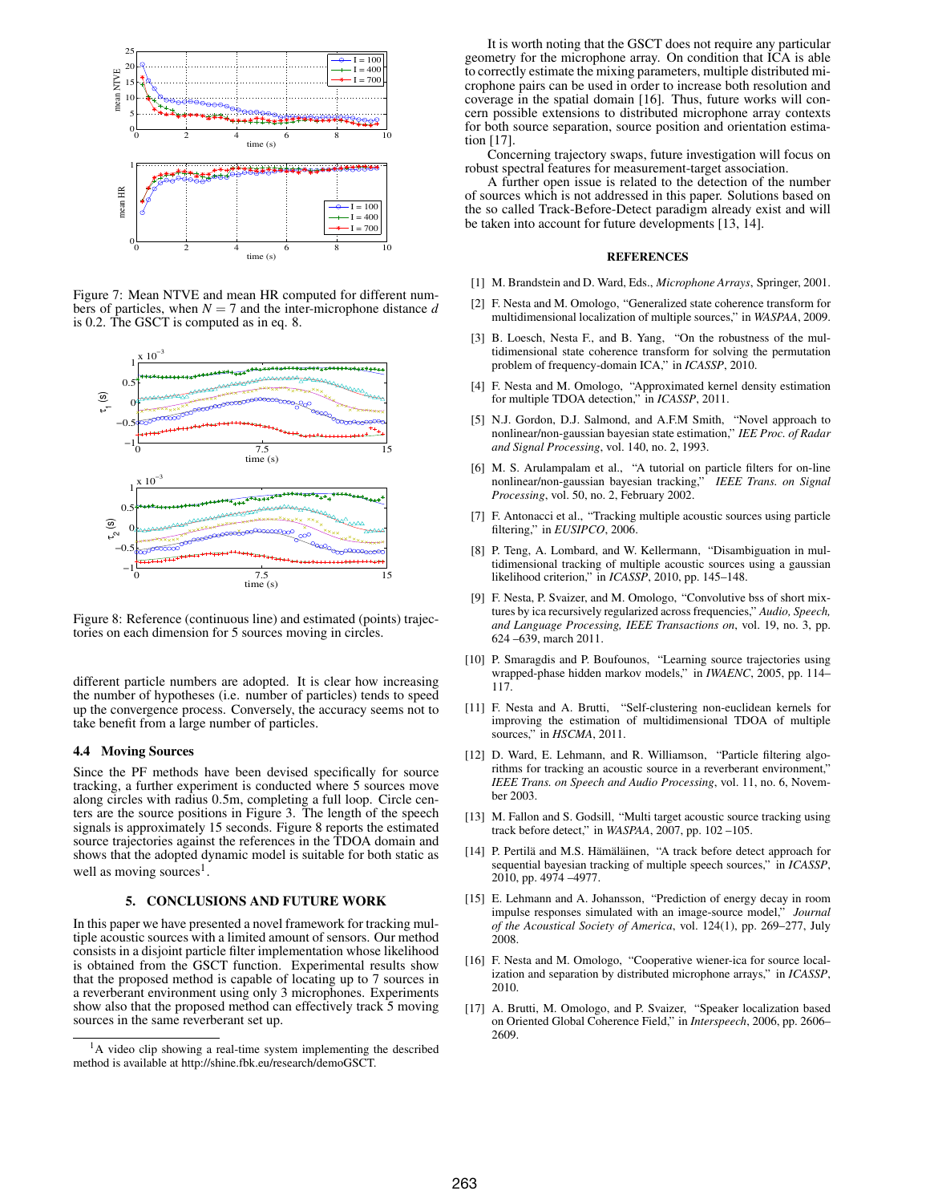mean NTVE

25
20
15
10
5
0

0 2 4 6 8 10

time (s)

I = 100
I = 400
I = 700

mean HR

1

0

0 2 4 6 8 10

time (s)

I = 100
I = 400
I = 700

Figure 7: Mean NTVE and mean HR computed for different numbers of particles, when $N = 7$ and the inter-microphone distance $d$ is 0.2. The GSCT is computed as in eq. 8.

x $10^{-3}$

$\tau_1$ (s)

1
0.5
0
−0.5
−1

0 7.5 15

time (s)

x $10^{-3}$

$\tau_2$ (s)

1
0.5
0
−0.5
−1

0 7.5 15

time (s)

Figure 8: Reference (continuous line) and estimated (points) trajectories on each dimension for 5 sources moving in circles.

different particle numbers are adopted. It is clear how increasing the number of hypotheses (i.e. number of particles) tends to speed up the convergence process. Conversely, the accuracy seems not to take benefit from a large number of particles.

### 4.4 Moving Sources

Since the PF methods have been devised specifically for source tracking, a further experiment is conducted where 5 sources move along circles with radius 0.5m, completing a full loop. Circle centers are the source positions in Figure 3. The length of the speech signals is approximately 15 seconds. Figure 8 reports the estimated source trajectories against the references in the TDOA domain and shows that the adopted dynamic model is suitable for both static as well as moving sources[1].

## 5. CONCLUSIONS AND FUTURE WORK

In this paper we have presented a novel framework for tracking multiple acoustic sources with a limited amount of sensors. Our method consists in a disjoint particle filter implementation whose likelihood is obtained from the GSCT function. Experimental results show that the proposed method is capable of locating up to 7 sources in a reverberant environment using only 3 microphones. Experiments show also that the proposed method can effectively track 5 moving sources in the same reverberant set up.

[1] A video clip showing a real-time system implementing the described method is available at http://shine.fbk.eu/research/demoGSCT.

It is worth noting that the GSCT does not require any particular geometry for the microphone array. On condition that ICA is able to correctly estimate the mixing parameters, multiple distributed microphone pairs can be used in order to increase both resolution and coverage in the spatial domain [16]. Thus, future works will concern possible extensions to distributed microphone array contexts for both source separation, source position and orientation estimation [17].

Concerning trajectory swaps, future investigation will focus on robust spectral features for measurement-target association.

A further open issue is related to the detection of the number of sources which is not addressed in this paper. Solutions based on the so called Track-Before-Detect paradigm already exist and will be taken into account for future developments [13, 14].

## REFERENCES

[1] M. Brandstein and D. Ward, Eds., *Microphone Arrays*, Springer, 2001.

[2] F. Nesta and M. Omologo, “Generalized state coherence transform for multidimensional localization of multiple sources,” in *WASPAA*, 2009.

[3] B. Loesch, Nesta F., and B. Yang, “On the robustness of the multidimensional state coherence transform for solving the permutation problem of frequency-domain ICA,” in *ICASSP*, 2010.

[4] F. Nesta and M. Omologo, “Approximated kernel density estimation for multiple TDOA detection,” in *ICASSP*, 2011.

[5] N.J. Gordon, D.J. Salmond, and A.F.M Smith, “Novel approach to nonlinear/non-gaussian bayesian state estimation,” *IEE Proc. of Radar and Signal Processing*, vol. 140, no. 2, 1993.

[6] M. S. Arulampalam et al., “A tutorial on particle filters for on-line nonlinear/non-gaussian bayesian tracking,” *IEEE Trans. on Signal Processing*, vol. 50, no. 2, February 2002.

[7] F. Antonacci et al., “Tracking multiple acoustic sources using particle filtering,” in *EUSIPCO*, 2006.

[8] P. Teng, A. Lombard, and W. Kellermann, “Disambiguation in multidimensional tracking of multiple acoustic sources using a gaussian likelihood criterion,” in *ICASSP*, 2010, pp. 145–148.

[9] F. Nesta, P. Svaizer, and M. Omologo, “Convolutive bss of short mixtures by ica recursively regularized across frequencies,” *Audio, Speech, and Language Processing, IEEE Transactions on*, vol. 19, no. 3, pp. 624 –639, march 2011.

[10] P. Smaragdis and P. Boufounos, “Learning source trajectories using wrapped-phase hidden markov models,” in *IWAENC*, 2005, pp. 114–117.

[11] F. Nesta and A. Brutti, “Self-clustering non-euclidean kernels for improving the estimation of multidimensional TDOA of multiple sources,” in *HSCMA*, 2011.

[12] D. Ward, E. Lehmann, and R. Williamson, “Particle filtering algorithms for tracking an acoustic source in a reverberant environment,” *IEEE Trans. on Speech and Audio Processing*, vol. 11, no. 6, November 2003.

[13] M. Fallon and S. Godsill, “Multi target acoustic source tracking using track before detect,” in *WASPAA*, 2007, pp. 102 –105.

[14] P. Pertilä and M.S. Hämäläinen, “A track before detect approach for sequential bayesian tracking of multiple speech sources,” in *ICASSP*, 2010, pp. 4974 –4977.

[15] E. Lehmann and A. Johansson, “Prediction of energy decay in room impulse responses simulated with an image-source model,” *Journal of the Acoustical Society of America*, vol. 124(1), pp. 269–277, July 2008.

[16] F. Nesta and M. Omologo, “Cooperative wiener-ica for source localization and separation by distributed microphone arrays,” in *ICASSP*, 2010.

[17] A. Brutti, M. Omologo, and P. Svaizer, “Speaker localization based on Oriented Global Coherence Field,” in *Interspeech*, 2006, pp. 2606–2609.